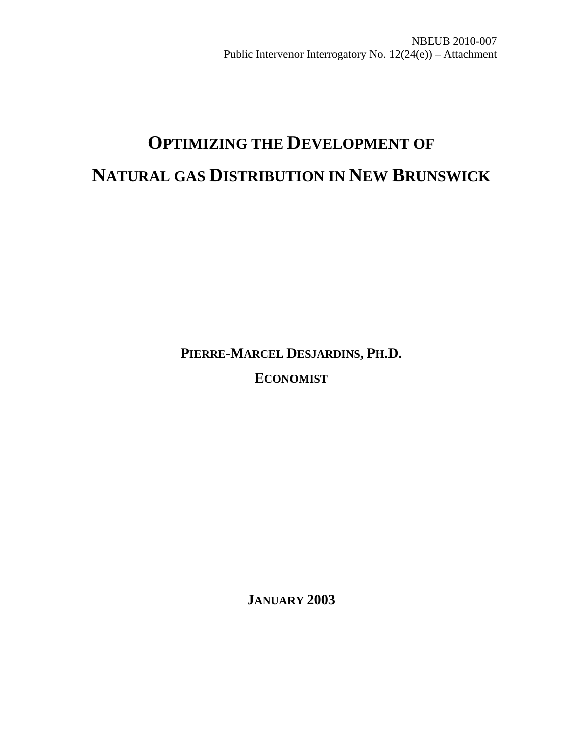NBEUB 2010-007
Public Intervenor Interrogatory No. 12(24(e)) – Attachment

# OPTIMIZING THE DEVELOPMENT OF NATURAL GAS DISTRIBUTION IN NEW BRUNSWICK

**PIERRE-MARCEL DESJARDINS, PH.D.**

**ECONOMIST**

**JANUARY 2003**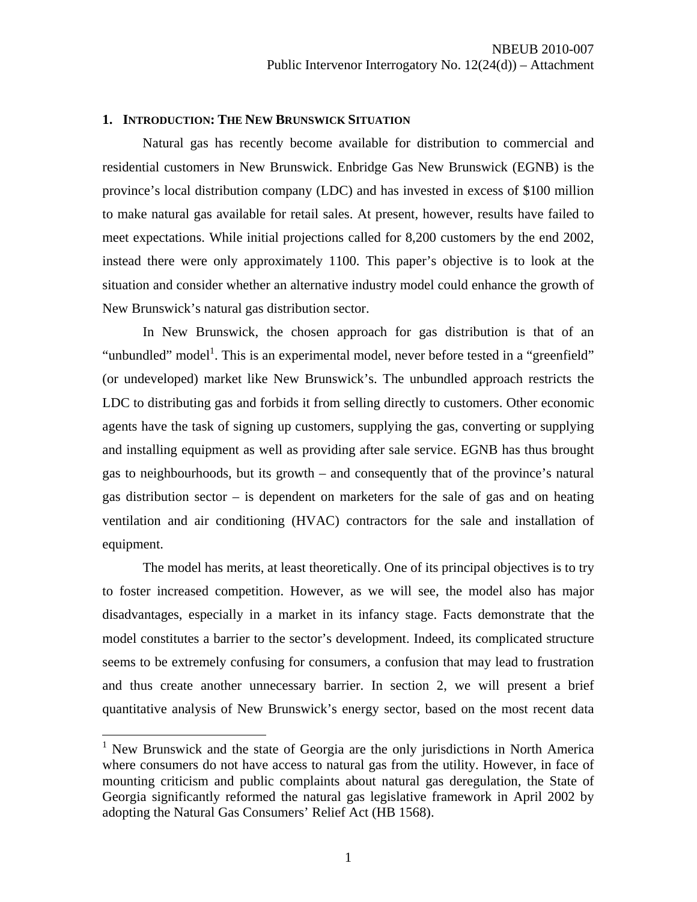## 1. INTRODUCTION: THE NEW BRUNSWICK SITUATION

Natural gas has recently become available for distribution to commercial and residential customers in New Brunswick. Enbridge Gas New Brunswick (EGNB) is the province's local distribution company (LDC) and has invested in excess of $100 million to make natural gas available for retail sales. At present, however, results have failed to meet expectations. While initial projections called for 8,200 customers by the end 2002, instead there were only approximately 1100. This paper's objective is to look at the situation and consider whether an alternative industry model could enhance the growth of New Brunswick's natural gas distribution sector.

In New Brunswick, the chosen approach for gas distribution is that of an "unbundled" model[1]. This is an experimental model, never before tested in a "greenfield" (or undeveloped) market like New Brunswick's. The unbundled approach restricts the LDC to distributing gas and forbids it from selling directly to customers. Other economic agents have the task of signing up customers, supplying the gas, converting or supplying and installing equipment as well as providing after sale service. EGNB has thus brought gas to neighbourhoods, but its growth – and consequently that of the province's natural gas distribution sector – is dependent on marketers for the sale of gas and on heating ventilation and air conditioning (HVAC) contractors for the sale and installation of equipment.

The model has merits, at least theoretically. One of its principal objectives is to try to foster increased competition. However, as we will see, the model also has major disadvantages, especially in a market in its infancy stage. Facts demonstrate that the model constitutes a barrier to the sector's development. Indeed, its complicated structure seems to be extremely confusing for consumers, a confusion that may lead to frustration and thus create another unnecessary barrier. In section 2, we will present a brief quantitative analysis of New Brunswick's energy sector, based on the most recent data

[1] New Brunswick and the state of Georgia are the only jurisdictions in North America where consumers do not have access to natural gas from the utility. However, in face of mounting criticism and public complaints about natural gas deregulation, the State of Georgia significantly reformed the natural gas legislative framework in April 2002 by adopting the Natural Gas Consumers' Relief Act (HB 1568).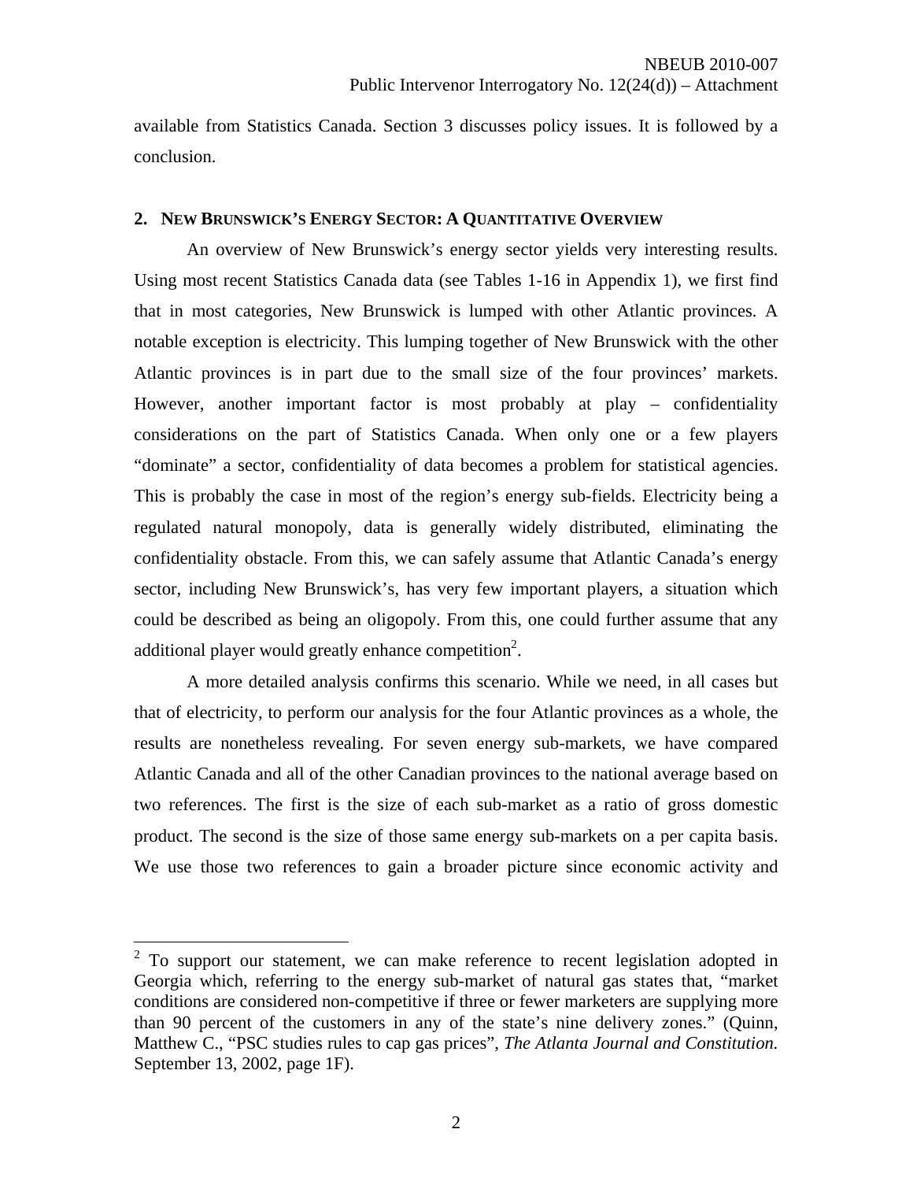available from Statistics Canada. Section 3 discusses policy issues. It is followed by a conclusion.

## 2. NEW BRUNSWICK'S ENERGY SECTOR: A QUANTITATIVE OVERVIEW

An overview of New Brunswick's energy sector yields very interesting results. Using most recent Statistics Canada data (see Tables 1-16 in Appendix 1), we first find that in most categories, New Brunswick is lumped with other Atlantic provinces. A notable exception is electricity. This lumping together of New Brunswick with the other Atlantic provinces is in part due to the small size of the four provinces' markets. However, another important factor is most probably at play – confidentiality considerations on the part of Statistics Canada. When only one or a few players "dominate" a sector, confidentiality of data becomes a problem for statistical agencies. This is probably the case in most of the region's energy sub-fields. Electricity being a regulated natural monopoly, data is generally widely distributed, eliminating the confidentiality obstacle. From this, we can safely assume that Atlantic Canada's energy sector, including New Brunswick's, has very few important players, a situation which could be described as being an oligopoly. From this, one could further assume that any additional player would greatly enhance competition[2].

A more detailed analysis confirms this scenario. While we need, in all cases but that of electricity, to perform our analysis for the four Atlantic provinces as a whole, the results are nonetheless revealing. For seven energy sub-markets, we have compared Atlantic Canada and all of the other Canadian provinces to the national average based on two references. The first is the size of each sub-market as a ratio of gross domestic product. The second is the size of those same energy sub-markets on a per capita basis. We use those two references to gain a broader picture since economic activity and

[2] To support our statement, we can make reference to recent legislation adopted in Georgia which, referring to the energy sub-market of natural gas states that, "market conditions are considered non-competitive if three or fewer marketers are supplying more than 90 percent of the customers in any of the state's nine delivery zones." (Quinn, Matthew C., "PSC studies rules to cap gas prices", *The Atlanta Journal and Constitution.* September 13, 2002, page 1F).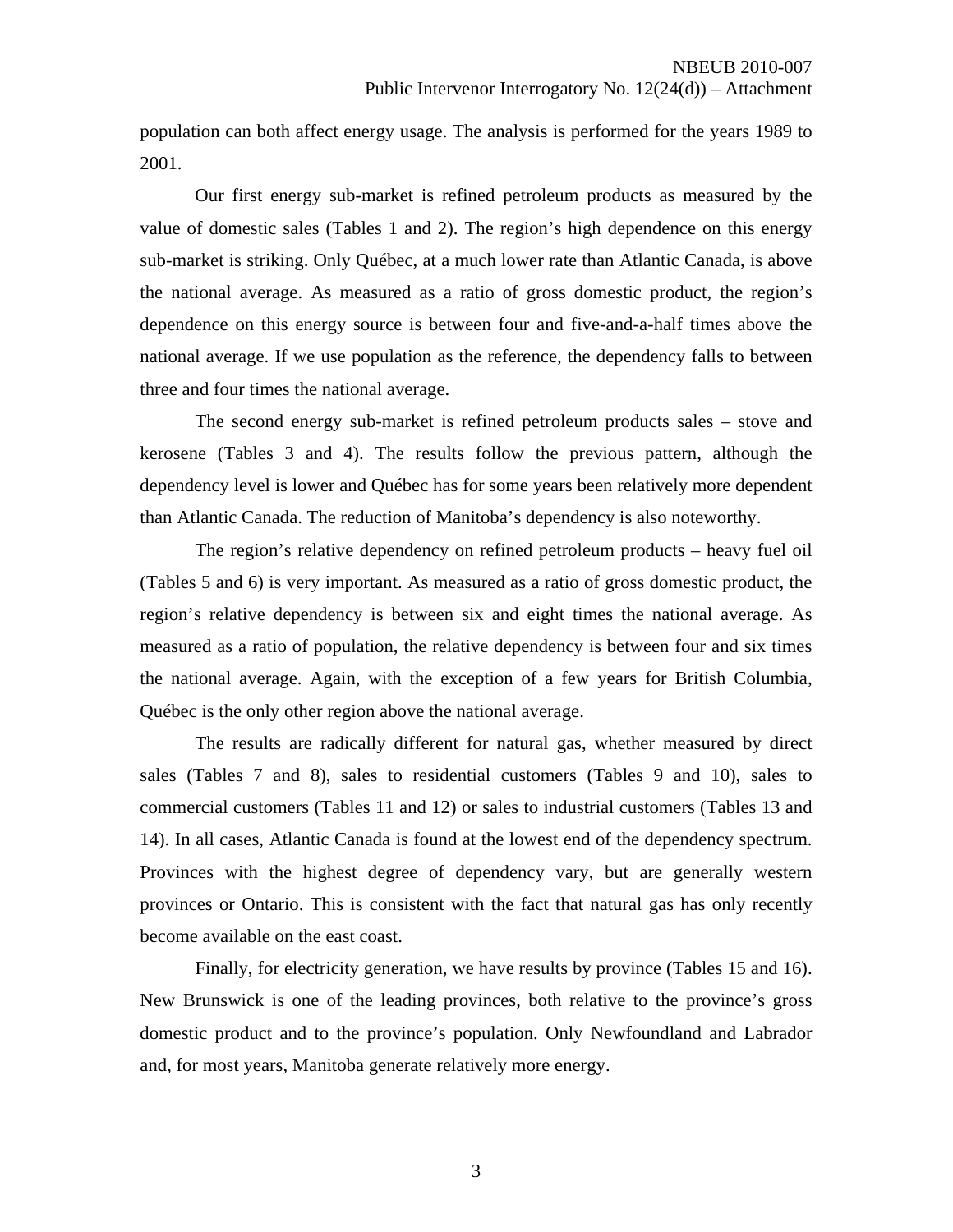population can both affect energy usage. The analysis is performed for the years 1989 to 2001.

Our first energy sub-market is refined petroleum products as measured by the value of domestic sales (Tables 1 and 2). The region's high dependence on this energy sub-market is striking. Only Québec, at a much lower rate than Atlantic Canada, is above the national average. As measured as a ratio of gross domestic product, the region's dependence on this energy source is between four and five-and-a-half times above the national average. If we use population as the reference, the dependency falls to between three and four times the national average.

The second energy sub-market is refined petroleum products sales – stove and kerosene (Tables 3 and 4). The results follow the previous pattern, although the dependency level is lower and Québec has for some years been relatively more dependent than Atlantic Canada. The reduction of Manitoba's dependency is also noteworthy.

The region's relative dependency on refined petroleum products – heavy fuel oil (Tables 5 and 6) is very important. As measured as a ratio of gross domestic product, the region's relative dependency is between six and eight times the national average. As measured as a ratio of population, the relative dependency is between four and six times the national average. Again, with the exception of a few years for British Columbia, Québec is the only other region above the national average.

The results are radically different for natural gas, whether measured by direct sales (Tables 7 and 8), sales to residential customers (Tables 9 and 10), sales to commercial customers (Tables 11 and 12) or sales to industrial customers (Tables 13 and 14). In all cases, Atlantic Canada is found at the lowest end of the dependency spectrum. Provinces with the highest degree of dependency vary, but are generally western provinces or Ontario. This is consistent with the fact that natural gas has only recently become available on the east coast.

Finally, for electricity generation, we have results by province (Tables 15 and 16). New Brunswick is one of the leading provinces, both relative to the province's gross domestic product and to the province's population. Only Newfoundland and Labrador and, for most years, Manitoba generate relatively more energy.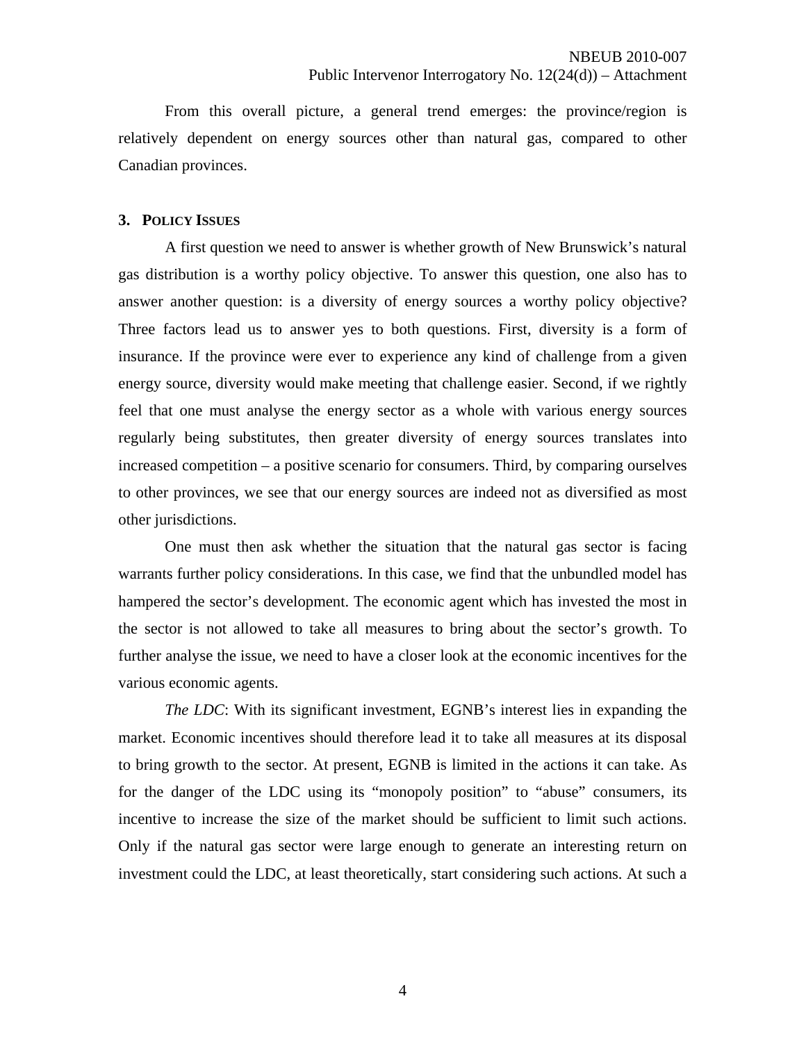From this overall picture, a general trend emerges: the province/region is relatively dependent on energy sources other than natural gas, compared to other Canadian provinces.

### 3. Policy Issues

A first question we need to answer is whether growth of New Brunswick's natural gas distribution is a worthy policy objective. To answer this question, one also has to answer another question: is a diversity of energy sources a worthy policy objective? Three factors lead us to answer yes to both questions. First, diversity is a form of insurance. If the province were ever to experience any kind of challenge from a given energy source, diversity would make meeting that challenge easier. Second, if we rightly feel that one must analyse the energy sector as a whole with various energy sources regularly being substitutes, then greater diversity of energy sources translates into increased competition – a positive scenario for consumers. Third, by comparing ourselves to other provinces, we see that our energy sources are indeed not as diversified as most other jurisdictions.

One must then ask whether the situation that the natural gas sector is facing warrants further policy considerations. In this case, we find that the unbundled model has hampered the sector's development. The economic agent which has invested the most in the sector is not allowed to take all measures to bring about the sector's growth. To further analyse the issue, we need to have a closer look at the economic incentives for the various economic agents.

*The LDC*: With its significant investment, EGNB's interest lies in expanding the market. Economic incentives should therefore lead it to take all measures at its disposal to bring growth to the sector. At present, EGNB is limited in the actions it can take. As for the danger of the LDC using its "monopoly position" to "abuse" consumers, its incentive to increase the size of the market should be sufficient to limit such actions. Only if the natural gas sector were large enough to generate an interesting return on investment could the LDC, at least theoretically, start considering such actions. At such a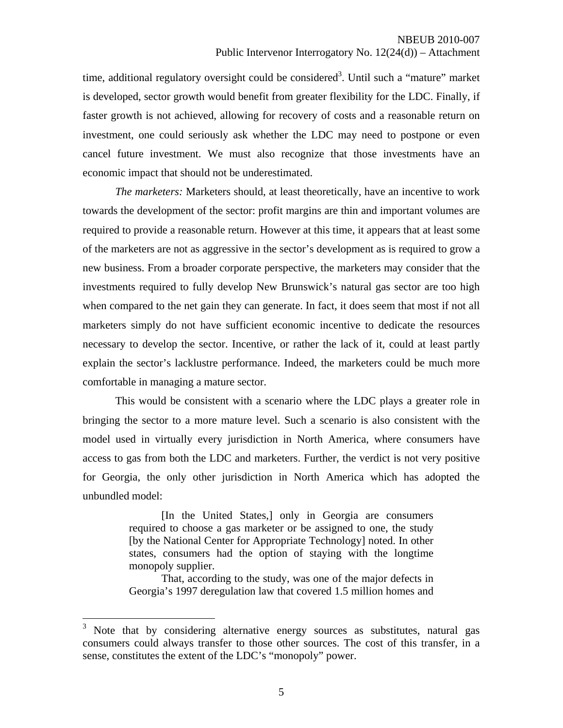time, additional regulatory oversight could be considered[3]. Until such a "mature" market is developed, sector growth would benefit from greater flexibility for the LDC. Finally, if faster growth is not achieved, allowing for recovery of costs and a reasonable return on investment, one could seriously ask whether the LDC may need to postpone or even cancel future investment. We must also recognize that those investments have an economic impact that should not be underestimated.

*The marketers:* Marketers should, at least theoretically, have an incentive to work towards the development of the sector: profit margins are thin and important volumes are required to provide a reasonable return. However at this time, it appears that at least some of the marketers are not as aggressive in the sector's development as is required to grow a new business. From a broader corporate perspective, the marketers may consider that the investments required to fully develop New Brunswick's natural gas sector are too high when compared to the net gain they can generate. In fact, it does seem that most if not all marketers simply do not have sufficient economic incentive to dedicate the resources necessary to develop the sector. Incentive, or rather the lack of it, could at least partly explain the sector's lacklustre performance. Indeed, the marketers could be much more comfortable in managing a mature sector.

This would be consistent with a scenario where the LDC plays a greater role in bringing the sector to a more mature level. Such a scenario is also consistent with the model used in virtually every jurisdiction in North America, where consumers have access to gas from both the LDC and marketers. Further, the verdict is not very positive for Georgia, the only other jurisdiction in North America which has adopted the unbundled model:

> [In the United States,] only in Georgia are consumers required to choose a gas marketer or be assigned to one, the study [by the National Center for Appropriate Technology] noted. In other states, consumers had the option of staying with the longtime monopoly supplier.
>
> That, according to the study, was one of the major defects in Georgia's 1997 deregulation law that covered 1.5 million homes and

---

[3] Note that by considering alternative energy sources as substitutes, natural gas consumers could always transfer to those other sources. The cost of this transfer, in a sense, constitutes the extent of the LDC's "monopoly" power.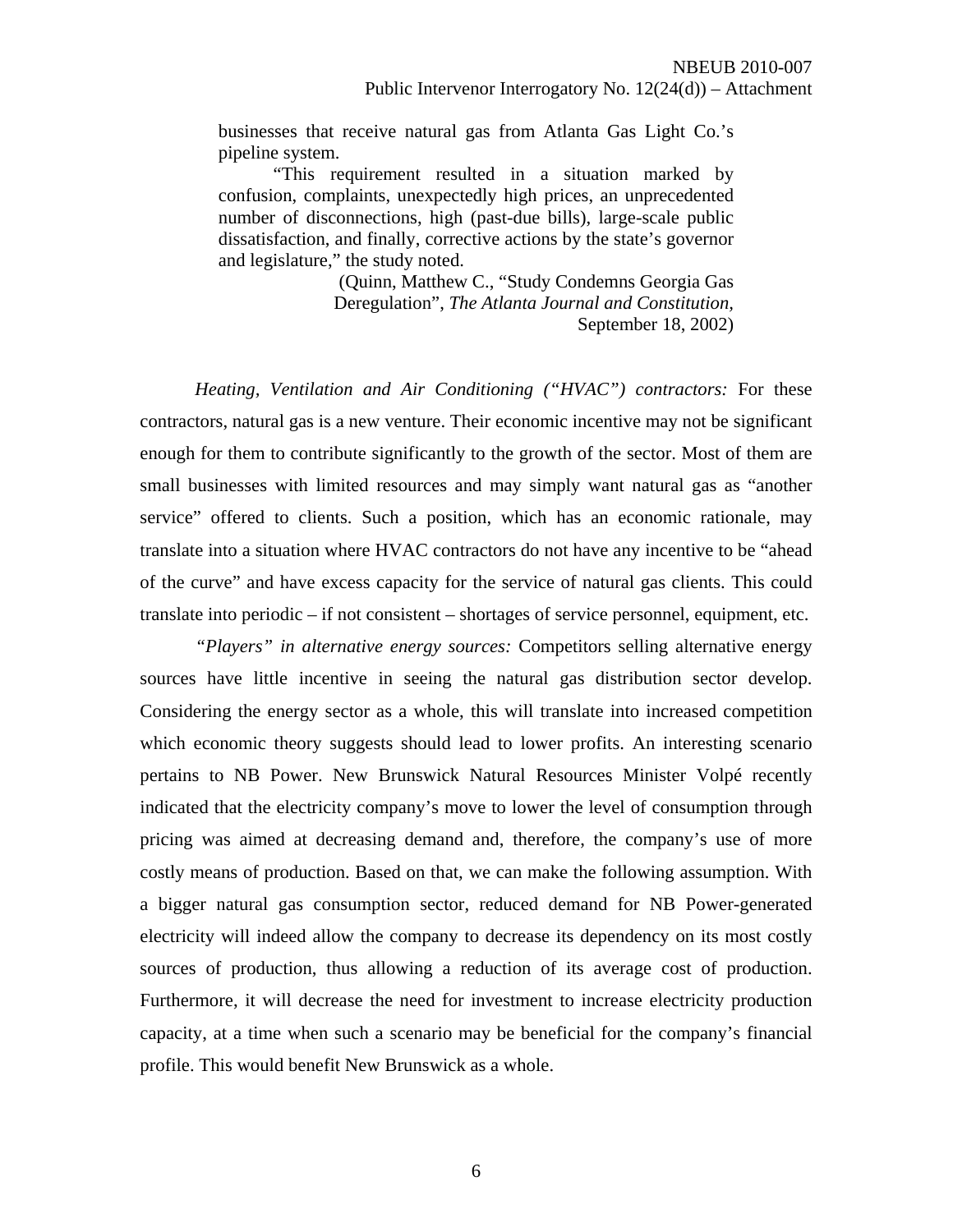> businesses that receive natural gas from Atlanta Gas Light Co.'s pipeline system.
>
> "This requirement resulted in a situation marked by confusion, complaints, unexpectedly high prices, an unprecedented number of disconnections, high (past-due bills), large-scale public dissatisfaction, and finally, corrective actions by the state's governor and legislature," the study noted.
>
> (Quinn, Matthew C., "Study Condemns Georgia Gas Deregulation", *The Atlanta Journal and Constitution*, September 18, 2002)

*Heating, Ventilation and Air Conditioning ("HVAC") contractors:* For these contractors, natural gas is a new venture. Their economic incentive may not be significant enough for them to contribute significantly to the growth of the sector. Most of them are small businesses with limited resources and may simply want natural gas as "another service" offered to clients. Such a position, which has an economic rationale, may translate into a situation where HVAC contractors do not have any incentive to be "ahead of the curve" and have excess capacity for the service of natural gas clients. This could translate into periodic – if not consistent – shortages of service personnel, equipment, etc.

*"Players" in alternative energy sources:* Competitors selling alternative energy sources have little incentive in seeing the natural gas distribution sector develop. Considering the energy sector as a whole, this will translate into increased competition which economic theory suggests should lead to lower profits. An interesting scenario pertains to NB Power. New Brunswick Natural Resources Minister Volpé recently indicated that the electricity company's move to lower the level of consumption through pricing was aimed at decreasing demand and, therefore, the company's use of more costly means of production. Based on that, we can make the following assumption. With a bigger natural gas consumption sector, reduced demand for NB Power-generated electricity will indeed allow the company to decrease its dependency on its most costly sources of production, thus allowing a reduction of its average cost of production. Furthermore, it will decrease the need for investment to increase electricity production capacity, at a time when such a scenario may be beneficial for the company's financial profile. This would benefit New Brunswick as a whole.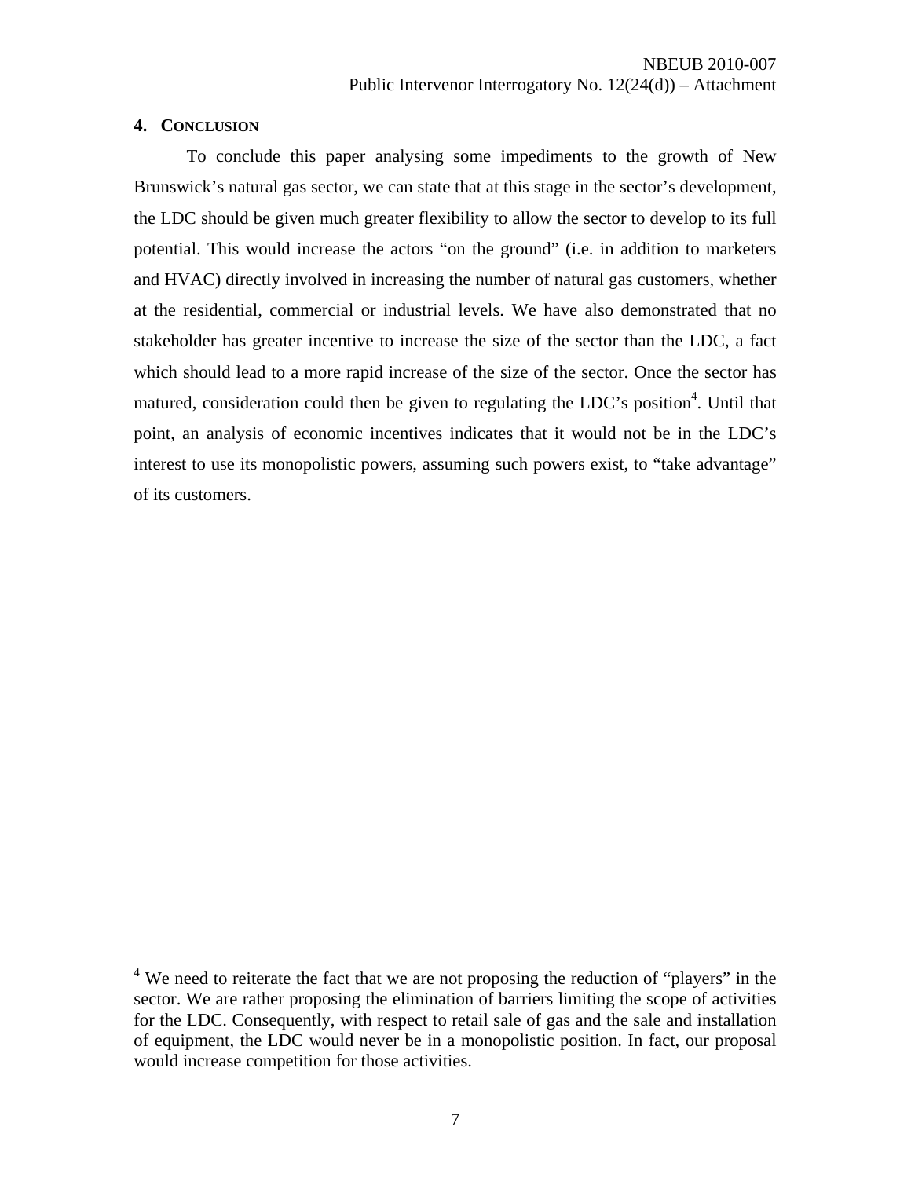## 4. CONCLUSION

To conclude this paper analysing some impediments to the growth of New Brunswick's natural gas sector, we can state that at this stage in the sector's development, the LDC should be given much greater flexibility to allow the sector to develop to its full potential. This would increase the actors "on the ground" (i.e. in addition to marketers and HVAC) directly involved in increasing the number of natural gas customers, whether at the residential, commercial or industrial levels. We have also demonstrated that no stakeholder has greater incentive to increase the size of the sector than the LDC, a fact which should lead to a more rapid increase of the size of the sector. Once the sector has matured, consideration could then be given to regulating the LDC's position[4]. Until that point, an analysis of economic incentives indicates that it would not be in the LDC's interest to use its monopolistic powers, assuming such powers exist, to "take advantage" of its customers.

---

[4] We need to reiterate the fact that we are not proposing the reduction of "players" in the sector. We are rather proposing the elimination of barriers limiting the scope of activities for the LDC. Consequently, with respect to retail sale of gas and the sale and installation of equipment, the LDC would never be in a monopolistic position. In fact, our proposal would increase competition for those activities.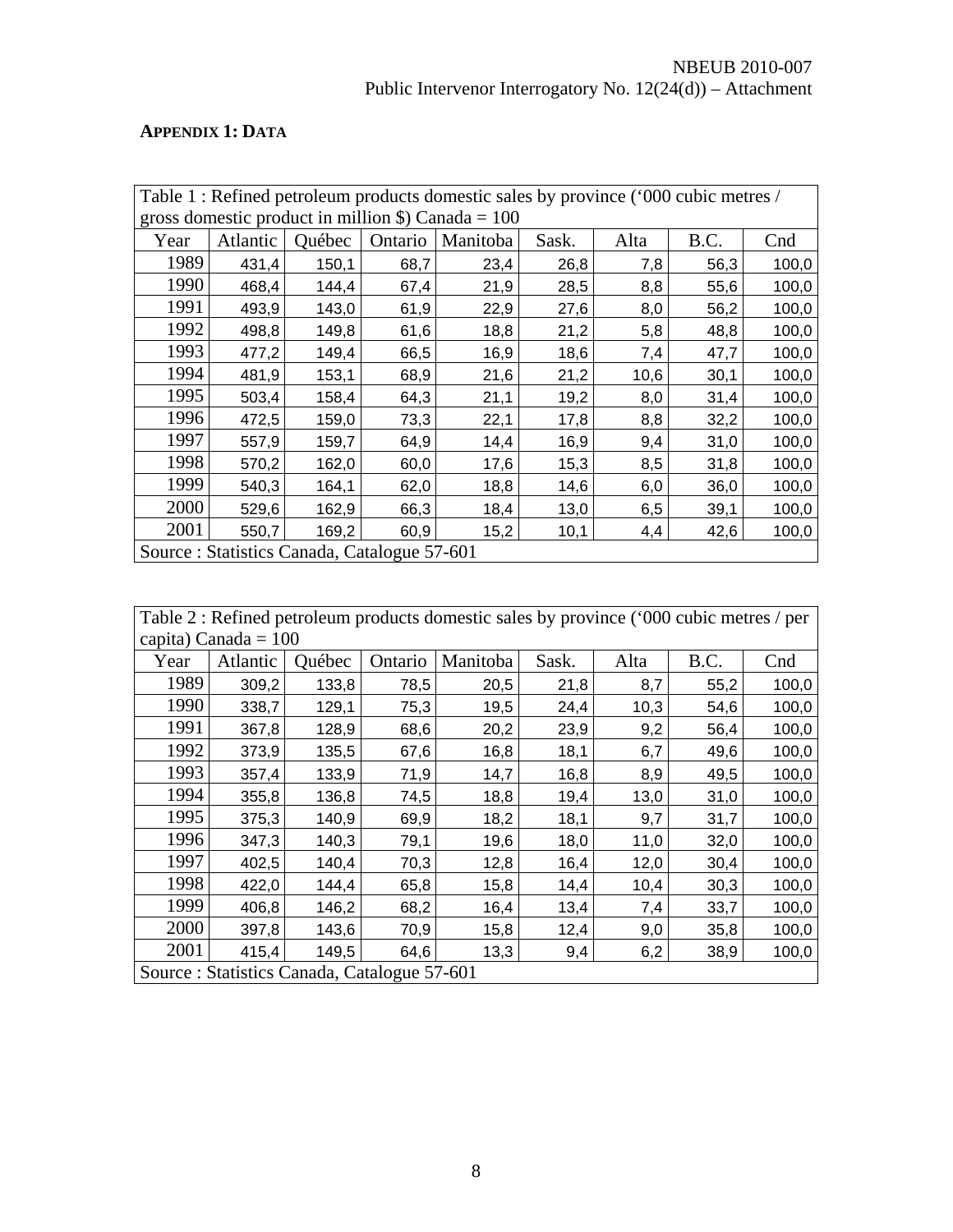## APPENDIX 1: DATA

| Table 1 : Refined petroleum products domestic sales by province ('000 cubic metres / gross domestic product in million $) Canada = 100 | | | | | | | | |
|---|---|---|---|---|---|---|---|---|
| Year | Atlantic | Québec | Ontario | Manitoba | Sask. | Alta | B.C. | Cnd |
| 1989 | 431,4 | 150,1 | 68,7 | 23,4 | 26,8 | 7,8 | 56,3 | 100,0 |
| 1990 | 468,4 | 144,4 | 67,4 | 21,9 | 28,5 | 8,8 | 55,6 | 100,0 |
| 1991 | 493,9 | 143,0 | 61,9 | 22,9 | 27,6 | 8,0 | 56,2 | 100,0 |
| 1992 | 498,8 | 149,8 | 61,6 | 18,8 | 21,2 | 5,8 | 48,8 | 100,0 |
| 1993 | 477,2 | 149,4 | 66,5 | 16,9 | 18,6 | 7,4 | 47,7 | 100,0 |
| 1994 | 481,9 | 153,1 | 68,9 | 21,6 | 21,2 | 10,6 | 30,1 | 100,0 |
| 1995 | 503,4 | 158,4 | 64,3 | 21,1 | 19,2 | 8,0 | 31,4 | 100,0 |
| 1996 | 472,5 | 159,0 | 73,3 | 22,1 | 17,8 | 8,8 | 32,2 | 100,0 |
| 1997 | 557,9 | 159,7 | 64,9 | 14,4 | 16,9 | 9,4 | 31,0 | 100,0 |
| 1998 | 570,2 | 162,0 | 60,0 | 17,6 | 15,3 | 8,5 | 31,8 | 100,0 |
| 1999 | 540,3 | 164,1 | 62,0 | 18,8 | 14,6 | 6,0 | 36,0 | 100,0 |
| 2000 | 529,6 | 162,9 | 66,3 | 18,4 | 13,0 | 6,5 | 39,1 | 100,0 |
| 2001 | 550,7 | 169,2 | 60,9 | 15,2 | 10,1 | 4,4 | 42,6 | 100,0 |
| Source : Statistics Canada, Catalogue 57-601 | | | | | | | | |

| Table 2 : Refined petroleum products domestic sales by province ('000 cubic metres / per capita) Canada = 100 | | | | | | | | |
|---|---|---|---|---|---|---|---|---|
| Year | Atlantic | Québec | Ontario | Manitoba | Sask. | Alta | B.C. | Cnd |
| 1989 | 309,2 | 133,8 | 78,5 | 20,5 | 21,8 | 8,7 | 55,2 | 100,0 |
| 1990 | 338,7 | 129,1 | 75,3 | 19,5 | 24,4 | 10,3 | 54,6 | 100,0 |
| 1991 | 367,8 | 128,9 | 68,6 | 20,2 | 23,9 | 9,2 | 56,4 | 100,0 |
| 1992 | 373,9 | 135,5 | 67,6 | 16,8 | 18,1 | 6,7 | 49,6 | 100,0 |
| 1993 | 357,4 | 133,9 | 71,9 | 14,7 | 16,8 | 8,9 | 49,5 | 100,0 |
| 1994 | 355,8 | 136,8 | 74,5 | 18,8 | 19,4 | 13,0 | 31,0 | 100,0 |
| 1995 | 375,3 | 140,9 | 69,9 | 18,2 | 18,1 | 9,7 | 31,7 | 100,0 |
| 1996 | 347,3 | 140,3 | 79,1 | 19,6 | 18,0 | 11,0 | 32,0 | 100,0 |
| 1997 | 402,5 | 140,4 | 70,3 | 12,8 | 16,4 | 12,0 | 30,4 | 100,0 |
| 1998 | 422,0 | 144,4 | 65,8 | 15,8 | 14,4 | 10,4 | 30,3 | 100,0 |
| 1999 | 406,8 | 146,2 | 68,2 | 16,4 | 13,4 | 7,4 | 33,7 | 100,0 |
| 2000 | 397,8 | 143,6 | 70,9 | 15,8 | 12,4 | 9,0 | 35,8 | 100,0 |
| 2001 | 415,4 | 149,5 | 64,6 | 13,3 | 9,4 | 6,2 | 38,9 | 100,0 |
| Source : Statistics Canada, Catalogue 57-601 | | | | | | | | |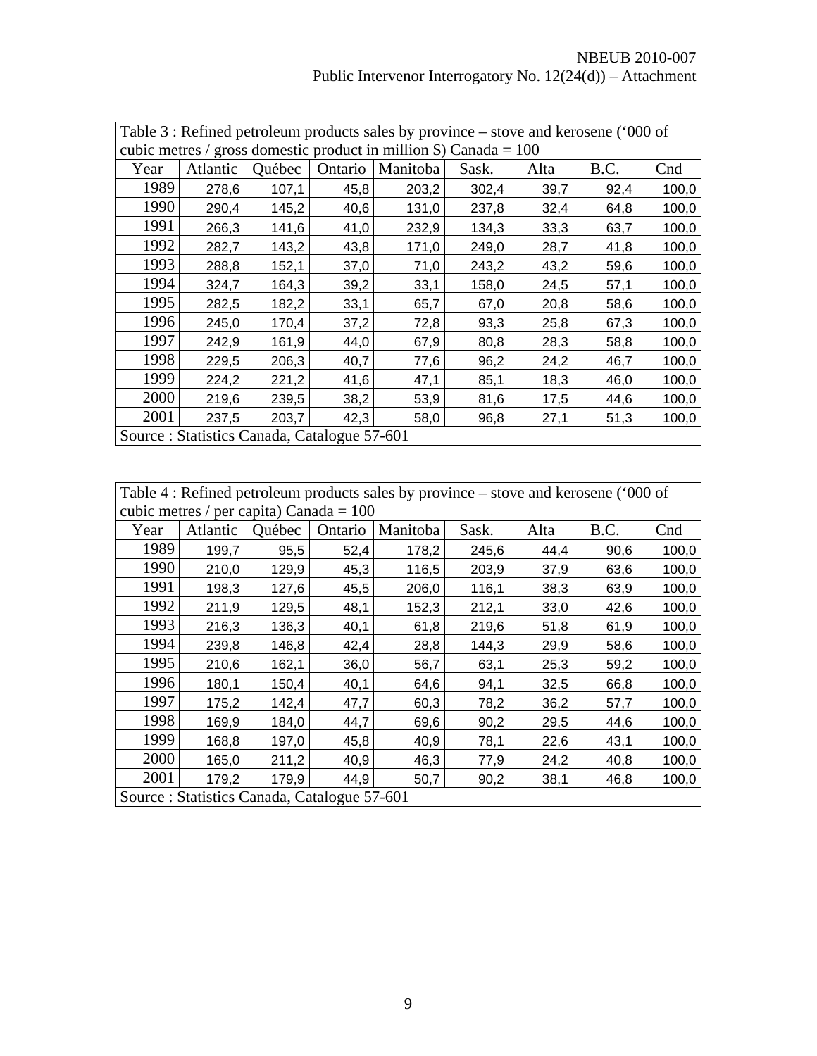| Table 3 : Refined petroleum products sales by province – stove and kerosene ('000 of cubic metres / gross domestic product in million $) Canada = 100 | | | | | | | | |
|---|---|---|---|---|---|---|---|---|
| Year | Atlantic | Québec | Ontario | Manitoba | Sask. | Alta | B.C. | Cnd |
| 1989 | 278,6 | 107,1 | 45,8 | 203,2 | 302,4 | 39,7 | 92,4 | 100,0 |
| 1990 | 290,4 | 145,2 | 40,6 | 131,0 | 237,8 | 32,4 | 64,8 | 100,0 |
| 1991 | 266,3 | 141,6 | 41,0 | 232,9 | 134,3 | 33,3 | 63,7 | 100,0 |
| 1992 | 282,7 | 143,2 | 43,8 | 171,0 | 249,0 | 28,7 | 41,8 | 100,0 |
| 1993 | 288,8 | 152,1 | 37,0 | 71,0 | 243,2 | 43,2 | 59,6 | 100,0 |
| 1994 | 324,7 | 164,3 | 39,2 | 33,1 | 158,0 | 24,5 | 57,1 | 100,0 |
| 1995 | 282,5 | 182,2 | 33,1 | 65,7 | 67,0 | 20,8 | 58,6 | 100,0 |
| 1996 | 245,0 | 170,4 | 37,2 | 72,8 | 93,3 | 25,8 | 67,3 | 100,0 |
| 1997 | 242,9 | 161,9 | 44,0 | 67,9 | 80,8 | 28,3 | 58,8 | 100,0 |
| 1998 | 229,5 | 206,3 | 40,7 | 77,6 | 96,2 | 24,2 | 46,7 | 100,0 |
| 1999 | 224,2 | 221,2 | 41,6 | 47,1 | 85,1 | 18,3 | 46,0 | 100,0 |
| 2000 | 219,6 | 239,5 | 38,2 | 53,9 | 81,6 | 17,5 | 44,6 | 100,0 |
| 2001 | 237,5 | 203,7 | 42,3 | 58,0 | 96,8 | 27,1 | 51,3 | 100,0 |
| Source : Statistics Canada, Catalogue 57-601 | | | | | | | | |

| Table 4 : Refined petroleum products sales by province – stove and kerosene ('000 of cubic metres / per capita) Canada = 100 | | | | | | | | |
|---|---|---|---|---|---|---|---|---|
| Year | Atlantic | Québec | Ontario | Manitoba | Sask. | Alta | B.C. | Cnd |
| 1989 | 199,7 | 95,5 | 52,4 | 178,2 | 245,6 | 44,4 | 90,6 | 100,0 |
| 1990 | 210,0 | 129,9 | 45,3 | 116,5 | 203,9 | 37,9 | 63,6 | 100,0 |
| 1991 | 198,3 | 127,6 | 45,5 | 206,0 | 116,1 | 38,3 | 63,9 | 100,0 |
| 1992 | 211,9 | 129,5 | 48,1 | 152,3 | 212,1 | 33,0 | 42,6 | 100,0 |
| 1993 | 216,3 | 136,3 | 40,1 | 61,8 | 219,6 | 51,8 | 61,9 | 100,0 |
| 1994 | 239,8 | 146,8 | 42,4 | 28,8 | 144,3 | 29,9 | 58,6 | 100,0 |
| 1995 | 210,6 | 162,1 | 36,0 | 56,7 | 63,1 | 25,3 | 59,2 | 100,0 |
| 1996 | 180,1 | 150,4 | 40,1 | 64,6 | 94,1 | 32,5 | 66,8 | 100,0 |
| 1997 | 175,2 | 142,4 | 47,7 | 60,3 | 78,2 | 36,2 | 57,7 | 100,0 |
| 1998 | 169,9 | 184,0 | 44,7 | 69,6 | 90,2 | 29,5 | 44,6 | 100,0 |
| 1999 | 168,8 | 197,0 | 45,8 | 40,9 | 78,1 | 22,6 | 43,1 | 100,0 |
| 2000 | 165,0 | 211,2 | 40,9 | 46,3 | 77,9 | 24,2 | 40,8 | 100,0 |
| 2001 | 179,2 | 179,9 | 44,9 | 50,7 | 90,2 | 38,1 | 46,8 | 100,0 |
| Source : Statistics Canada, Catalogue 57-601 | | | | | | | | |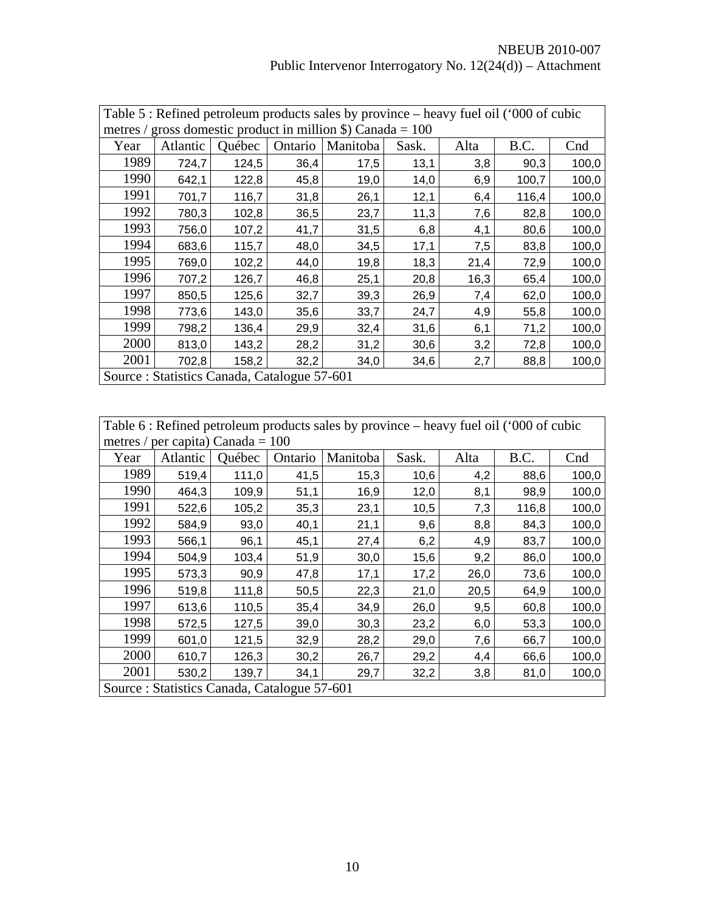| Table 5 : Refined petroleum products sales by province – heavy fuel oil (‘000 of cubic metres / gross domestic product in million $) Canada = 100 | | | | | | | | |
|---|---|---|---|---|---|---|---|---|
| Year | Atlantic | Québec | Ontario | Manitoba | Sask. | Alta | B.C. | Cnd |
| 1989 | 724,7 | 124,5 | 36,4 | 17,5 | 13,1 | 3,8 | 90,3 | 100,0 |
| 1990 | 642,1 | 122,8 | 45,8 | 19,0 | 14,0 | 6,9 | 100,7 | 100,0 |
| 1991 | 701,7 | 116,7 | 31,8 | 26,1 | 12,1 | 6,4 | 116,4 | 100,0 |
| 1992 | 780,3 | 102,8 | 36,5 | 23,7 | 11,3 | 7,6 | 82,8 | 100,0 |
| 1993 | 756,0 | 107,2 | 41,7 | 31,5 | 6,8 | 4,1 | 80,6 | 100,0 |
| 1994 | 683,6 | 115,7 | 48,0 | 34,5 | 17,1 | 7,5 | 83,8 | 100,0 |
| 1995 | 769,0 | 102,2 | 44,0 | 19,8 | 18,3 | 21,4 | 72,9 | 100,0 |
| 1996 | 707,2 | 126,7 | 46,8 | 25,1 | 20,8 | 16,3 | 65,4 | 100,0 |
| 1997 | 850,5 | 125,6 | 32,7 | 39,3 | 26,9 | 7,4 | 62,0 | 100,0 |
| 1998 | 773,6 | 143,0 | 35,6 | 33,7 | 24,7 | 4,9 | 55,8 | 100,0 |
| 1999 | 798,2 | 136,4 | 29,9 | 32,4 | 31,6 | 6,1 | 71,2 | 100,0 |
| 2000 | 813,0 | 143,2 | 28,2 | 31,2 | 30,6 | 3,2 | 72,8 | 100,0 |
| 2001 | 702,8 | 158,2 | 32,2 | 34,0 | 34,6 | 2,7 | 88,8 | 100,0 |
| Source : Statistics Canada, Catalogue 57-601 | | | | | | | | |

| Table 6 : Refined petroleum products sales by province – heavy fuel oil (‘000 of cubic metres / per capita) Canada = 100 | | | | | | | | |
|---|---|---|---|---|---|---|---|---|
| Year | Atlantic | Québec | Ontario | Manitoba | Sask. | Alta | B.C. | Cnd |
| 1989 | 519,4 | 111,0 | 41,5 | 15,3 | 10,6 | 4,2 | 88,6 | 100,0 |
| 1990 | 464,3 | 109,9 | 51,1 | 16,9 | 12,0 | 8,1 | 98,9 | 100,0 |
| 1991 | 522,6 | 105,2 | 35,3 | 23,1 | 10,5 | 7,3 | 116,8 | 100,0 |
| 1992 | 584,9 | 93,0 | 40,1 | 21,1 | 9,6 | 8,8 | 84,3 | 100,0 |
| 1993 | 566,1 | 96,1 | 45,1 | 27,4 | 6,2 | 4,9 | 83,7 | 100,0 |
| 1994 | 504,9 | 103,4 | 51,9 | 30,0 | 15,6 | 9,2 | 86,0 | 100,0 |
| 1995 | 573,3 | 90,9 | 47,8 | 17,1 | 17,2 | 26,0 | 73,6 | 100,0 |
| 1996 | 519,8 | 111,8 | 50,5 | 22,3 | 21,0 | 20,5 | 64,9 | 100,0 |
| 1997 | 613,6 | 110,5 | 35,4 | 34,9 | 26,0 | 9,5 | 60,8 | 100,0 |
| 1998 | 572,5 | 127,5 | 39,0 | 30,3 | 23,2 | 6,0 | 53,3 | 100,0 |
| 1999 | 601,0 | 121,5 | 32,9 | 28,2 | 29,0 | 7,6 | 66,7 | 100,0 |
| 2000 | 610,7 | 126,3 | 30,2 | 26,7 | 29,2 | 4,4 | 66,6 | 100,0 |
| 2001 | 530,2 | 139,7 | 34,1 | 29,7 | 32,2 | 3,8 | 81,0 | 100,0 |
| Source : Statistics Canada, Catalogue 57-601 | | | | | | | | |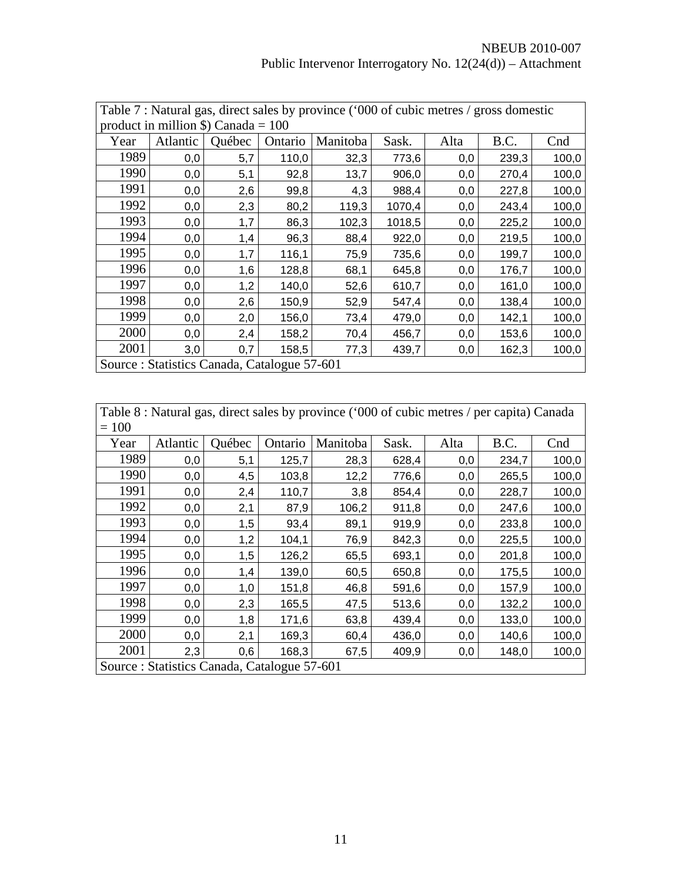| Table 7 : Natural gas, direct sales by province (‘000 of cubic metres / gross domestic product in million $) Canada = 100 | | | | | | | | |
|---|---|---|---|---|---|---|---|---|
| Year | Atlantic | Québec | Ontario | Manitoba | Sask. | Alta | B.C. | Cnd |
| 1989 | 0,0 | 5,7 | 110,0 | 32,3 | 773,6 | 0,0 | 239,3 | 100,0 |
| 1990 | 0,0 | 5,1 | 92,8 | 13,7 | 906,0 | 0,0 | 270,4 | 100,0 |
| 1991 | 0,0 | 2,6 | 99,8 | 4,3 | 988,4 | 0,0 | 227,8 | 100,0 |
| 1992 | 0,0 | 2,3 | 80,2 | 119,3 | 1070,4 | 0,0 | 243,4 | 100,0 |
| 1993 | 0,0 | 1,7 | 86,3 | 102,3 | 1018,5 | 0,0 | 225,2 | 100,0 |
| 1994 | 0,0 | 1,4 | 96,3 | 88,4 | 922,0 | 0,0 | 219,5 | 100,0 |
| 1995 | 0,0 | 1,7 | 116,1 | 75,9 | 735,6 | 0,0 | 199,7 | 100,0 |
| 1996 | 0,0 | 1,6 | 128,8 | 68,1 | 645,8 | 0,0 | 176,7 | 100,0 |
| 1997 | 0,0 | 1,2 | 140,0 | 52,6 | 610,7 | 0,0 | 161,0 | 100,0 |
| 1998 | 0,0 | 2,6 | 150,9 | 52,9 | 547,4 | 0,0 | 138,4 | 100,0 |
| 1999 | 0,0 | 2,0 | 156,0 | 73,4 | 479,0 | 0,0 | 142,1 | 100,0 |
| 2000 | 0,0 | 2,4 | 158,2 | 70,4 | 456,7 | 0,0 | 153,6 | 100,0 |
| 2001 | 3,0 | 0,7 | 158,5 | 77,3 | 439,7 | 0,0 | 162,3 | 100,0 |
| Source : Statistics Canada, Catalogue 57-601 | | | | | | | | |

| Table 8 : Natural gas, direct sales by province (‘000 of cubic metres / per capita) Canada = 100 | | | | | | | | |
|---|---|---|---|---|---|---|---|---|
| Year | Atlantic | Québec | Ontario | Manitoba | Sask. | Alta | B.C. | Cnd |
| 1989 | 0,0 | 5,1 | 125,7 | 28,3 | 628,4 | 0,0 | 234,7 | 100,0 |
| 1990 | 0,0 | 4,5 | 103,8 | 12,2 | 776,6 | 0,0 | 265,5 | 100,0 |
| 1991 | 0,0 | 2,4 | 110,7 | 3,8 | 854,4 | 0,0 | 228,7 | 100,0 |
| 1992 | 0,0 | 2,1 | 87,9 | 106,2 | 911,8 | 0,0 | 247,6 | 100,0 |
| 1993 | 0,0 | 1,5 | 93,4 | 89,1 | 919,9 | 0,0 | 233,8 | 100,0 |
| 1994 | 0,0 | 1,2 | 104,1 | 76,9 | 842,3 | 0,0 | 225,5 | 100,0 |
| 1995 | 0,0 | 1,5 | 126,2 | 65,5 | 693,1 | 0,0 | 201,8 | 100,0 |
| 1996 | 0,0 | 1,4 | 139,0 | 60,5 | 650,8 | 0,0 | 175,5 | 100,0 |
| 1997 | 0,0 | 1,0 | 151,8 | 46,8 | 591,6 | 0,0 | 157,9 | 100,0 |
| 1998 | 0,0 | 2,3 | 165,5 | 47,5 | 513,6 | 0,0 | 132,2 | 100,0 |
| 1999 | 0,0 | 1,8 | 171,6 | 63,8 | 439,4 | 0,0 | 133,0 | 100,0 |
| 2000 | 0,0 | 2,1 | 169,3 | 60,4 | 436,0 | 0,0 | 140,6 | 100,0 |
| 2001 | 2,3 | 0,6 | 168,3 | 67,5 | 409,9 | 0,0 | 148,0 | 100,0 |
| Source : Statistics Canada, Catalogue 57-601 | | | | | | | | |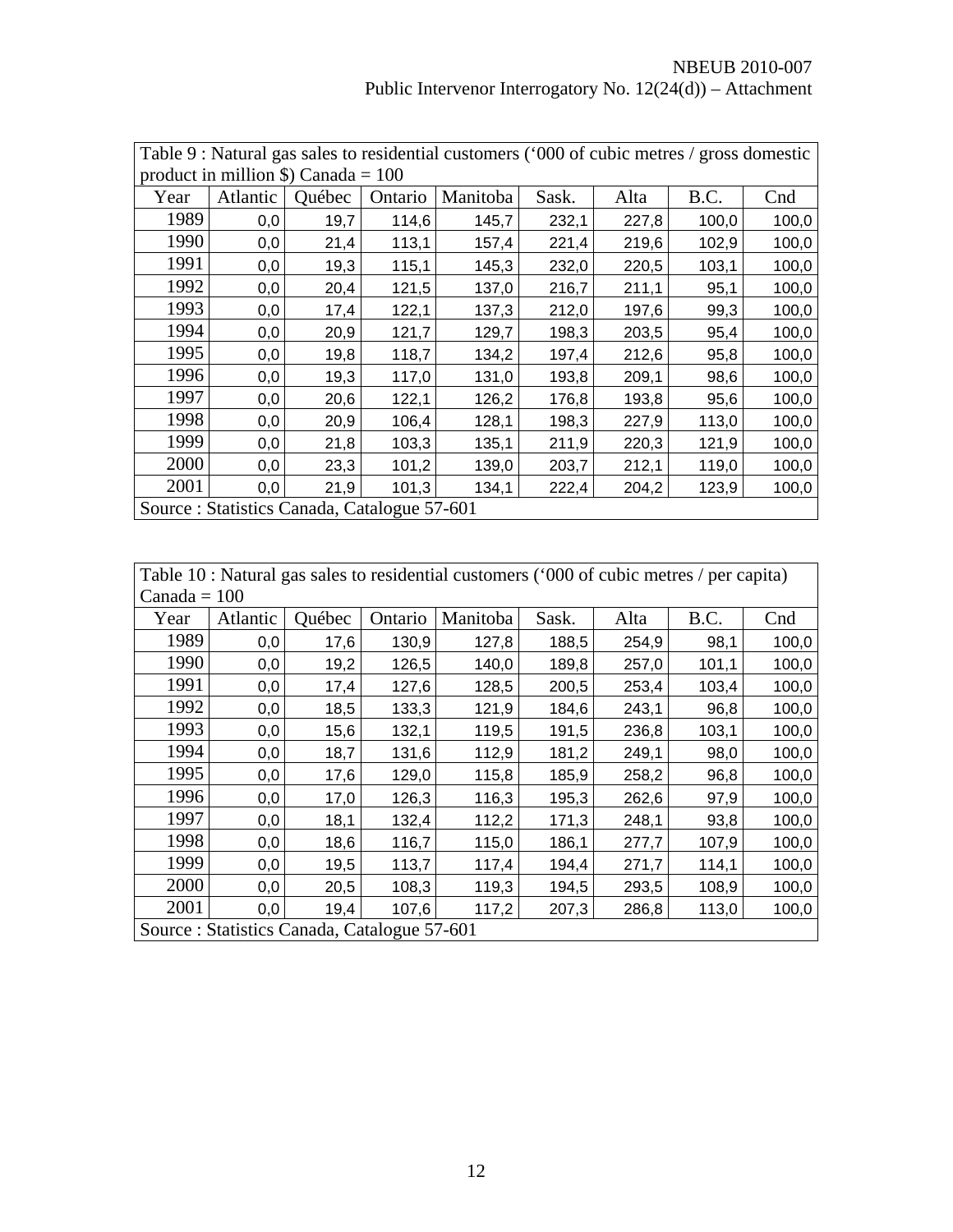| Table 9 : Natural gas sales to residential customers ('000 of cubic metres / gross domestic product in million $) Canada = 100 | | | | | | | | |
|---|---|---|---|---|---|---|---|---|
| Year | Atlantic | Québec | Ontario | Manitoba | Sask. | Alta | B.C. | Cnd |
| 1989 | 0,0 | 19,7 | 114,6 | 145,7 | 232,1 | 227,8 | 100,0 | 100,0 |
| 1990 | 0,0 | 21,4 | 113,1 | 157,4 | 221,4 | 219,6 | 102,9 | 100,0 |
| 1991 | 0,0 | 19,3 | 115,1 | 145,3 | 232,0 | 220,5 | 103,1 | 100,0 |
| 1992 | 0,0 | 20,4 | 121,5 | 137,0 | 216,7 | 211,1 | 95,1 | 100,0 |
| 1993 | 0,0 | 17,4 | 122,1 | 137,3 | 212,0 | 197,6 | 99,3 | 100,0 |
| 1994 | 0,0 | 20,9 | 121,7 | 129,7 | 198,3 | 203,5 | 95,4 | 100,0 |
| 1995 | 0,0 | 19,8 | 118,7 | 134,2 | 197,4 | 212,6 | 95,8 | 100,0 |
| 1996 | 0,0 | 19,3 | 117,0 | 131,0 | 193,8 | 209,1 | 98,6 | 100,0 |
| 1997 | 0,0 | 20,6 | 122,1 | 126,2 | 176,8 | 193,8 | 95,6 | 100,0 |
| 1998 | 0,0 | 20,9 | 106,4 | 128,1 | 198,3 | 227,9 | 113,0 | 100,0 |
| 1999 | 0,0 | 21,8 | 103,3 | 135,1 | 211,9 | 220,3 | 121,9 | 100,0 |
| 2000 | 0,0 | 23,3 | 101,2 | 139,0 | 203,7 | 212,1 | 119,0 | 100,0 |
| 2001 | 0,0 | 21,9 | 101,3 | 134,1 | 222,4 | 204,2 | 123,9 | 100,0 |
| Source : Statistics Canada, Catalogue 57-601 | | | | | | | | |

| Table 10 : Natural gas sales to residential customers ('000 of cubic metres / per capita) Canada = 100 | | | | | | | | |
|---|---|---|---|---|---|---|---|---|
| Year | Atlantic | Québec | Ontario | Manitoba | Sask. | Alta | B.C. | Cnd |
| 1989 | 0,0 | 17,6 | 130,9 | 127,8 | 188,5 | 254,9 | 98,1 | 100,0 |
| 1990 | 0,0 | 19,2 | 126,5 | 140,0 | 189,8 | 257,0 | 101,1 | 100,0 |
| 1991 | 0,0 | 17,4 | 127,6 | 128,5 | 200,5 | 253,4 | 103,4 | 100,0 |
| 1992 | 0,0 | 18,5 | 133,3 | 121,9 | 184,6 | 243,1 | 96,8 | 100,0 |
| 1993 | 0,0 | 15,6 | 132,1 | 119,5 | 191,5 | 236,8 | 103,1 | 100,0 |
| 1994 | 0,0 | 18,7 | 131,6 | 112,9 | 181,2 | 249,1 | 98,0 | 100,0 |
| 1995 | 0,0 | 17,6 | 129,0 | 115,8 | 185,9 | 258,2 | 96,8 | 100,0 |
| 1996 | 0,0 | 17,0 | 126,3 | 116,3 | 195,3 | 262,6 | 97,9 | 100,0 |
| 1997 | 0,0 | 18,1 | 132,4 | 112,2 | 171,3 | 248,1 | 93,8 | 100,0 |
| 1998 | 0,0 | 18,6 | 116,7 | 115,0 | 186,1 | 277,7 | 107,9 | 100,0 |
| 1999 | 0,0 | 19,5 | 113,7 | 117,4 | 194,4 | 271,7 | 114,1 | 100,0 |
| 2000 | 0,0 | 20,5 | 108,3 | 119,3 | 194,5 | 293,5 | 108,9 | 100,0 |
| 2001 | 0,0 | 19,4 | 107,6 | 117,2 | 207,3 | 286,8 | 113,0 | 100,0 |
| Source : Statistics Canada, Catalogue 57-601 | | | | | | | | |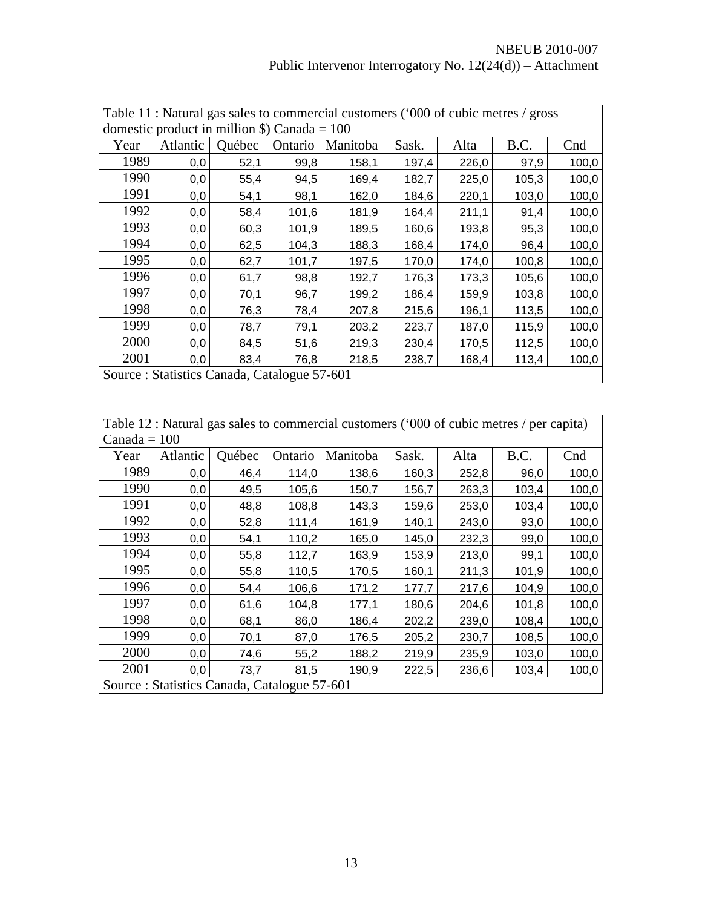| Table 11 : Natural gas sales to commercial customers ('000 of cubic metres / gross domestic product in million $) Canada = 100 | | | | | | | | |
|---|---|---|---|---|---|---|---|---|
| Year | Atlantic | Québec | Ontario | Manitoba | Sask. | Alta | B.C. | Cnd |
| 1989 | 0,0 | 52,1 | 99,8 | 158,1 | 197,4 | 226,0 | 97,9 | 100,0 |
| 1990 | 0,0 | 55,4 | 94,5 | 169,4 | 182,7 | 225,0 | 105,3 | 100,0 |
| 1991 | 0,0 | 54,1 | 98,1 | 162,0 | 184,6 | 220,1 | 103,0 | 100,0 |
| 1992 | 0,0 | 58,4 | 101,6 | 181,9 | 164,4 | 211,1 | 91,4 | 100,0 |
| 1993 | 0,0 | 60,3 | 101,9 | 189,5 | 160,6 | 193,8 | 95,3 | 100,0 |
| 1994 | 0,0 | 62,5 | 104,3 | 188,3 | 168,4 | 174,0 | 96,4 | 100,0 |
| 1995 | 0,0 | 62,7 | 101,7 | 197,5 | 170,0 | 174,0 | 100,8 | 100,0 |
| 1996 | 0,0 | 61,7 | 98,8 | 192,7 | 176,3 | 173,3 | 105,6 | 100,0 |
| 1997 | 0,0 | 70,1 | 96,7 | 199,2 | 186,4 | 159,9 | 103,8 | 100,0 |
| 1998 | 0,0 | 76,3 | 78,4 | 207,8 | 215,6 | 196,1 | 113,5 | 100,0 |
| 1999 | 0,0 | 78,7 | 79,1 | 203,2 | 223,7 | 187,0 | 115,9 | 100,0 |
| 2000 | 0,0 | 84,5 | 51,6 | 219,3 | 230,4 | 170,5 | 112,5 | 100,0 |
| 2001 | 0,0 | 83,4 | 76,8 | 218,5 | 238,7 | 168,4 | 113,4 | 100,0 |
| Source : Statistics Canada, Catalogue 57-601 | | | | | | | | |

| Table 12 : Natural gas sales to commercial customers ('000 of cubic metres / per capita) Canada = 100 | | | | | | | | |
|---|---|---|---|---|---|---|---|---|
| Year | Atlantic | Québec | Ontario | Manitoba | Sask. | Alta | B.C. | Cnd |
| 1989 | 0,0 | 46,4 | 114,0 | 138,6 | 160,3 | 252,8 | 96,0 | 100,0 |
| 1990 | 0,0 | 49,5 | 105,6 | 150,7 | 156,7 | 263,3 | 103,4 | 100,0 |
| 1991 | 0,0 | 48,8 | 108,8 | 143,3 | 159,6 | 253,0 | 103,4 | 100,0 |
| 1992 | 0,0 | 52,8 | 111,4 | 161,9 | 140,1 | 243,0 | 93,0 | 100,0 |
| 1993 | 0,0 | 54,1 | 110,2 | 165,0 | 145,0 | 232,3 | 99,0 | 100,0 |
| 1994 | 0,0 | 55,8 | 112,7 | 163,9 | 153,9 | 213,0 | 99,1 | 100,0 |
| 1995 | 0,0 | 55,8 | 110,5 | 170,5 | 160,1 | 211,3 | 101,9 | 100,0 |
| 1996 | 0,0 | 54,4 | 106,6 | 171,2 | 177,7 | 217,6 | 104,9 | 100,0 |
| 1997 | 0,0 | 61,6 | 104,8 | 177,1 | 180,6 | 204,6 | 101,8 | 100,0 |
| 1998 | 0,0 | 68,1 | 86,0 | 186,4 | 202,2 | 239,0 | 108,4 | 100,0 |
| 1999 | 0,0 | 70,1 | 87,0 | 176,5 | 205,2 | 230,7 | 108,5 | 100,0 |
| 2000 | 0,0 | 74,6 | 55,2 | 188,2 | 219,9 | 235,9 | 103,0 | 100,0 |
| 2001 | 0,0 | 73,7 | 81,5 | 190,9 | 222,5 | 236,6 | 103,4 | 100,0 |
| Source : Statistics Canada, Catalogue 57-601 | | | | | | | | |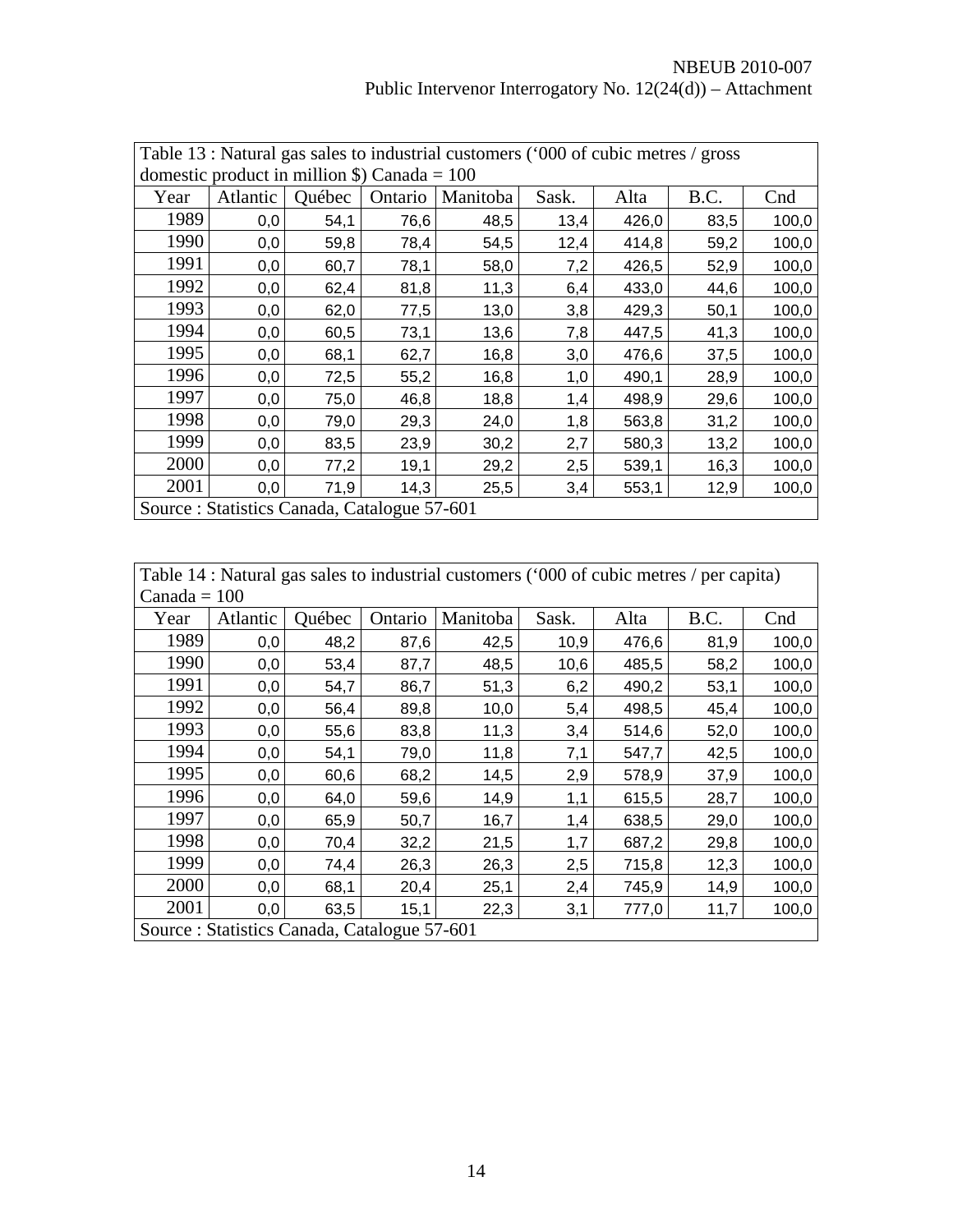NBEUB 2010-007
Public Intervenor Interrogatory No. 12(24(d)) – Attachment

| Table 13 : Natural gas sales to industrial customers (‘000 of cubic metres / gross domestic product in million $) Canada = 100 | | | | | | | | |
|---|---|---|---|---|---|---|---|---|
| Year | Atlantic | Québec | Ontario | Manitoba | Sask. | Alta | B.C. | Cnd |
| 1989 | 0,0 | 54,1 | 76,6 | 48,5 | 13,4 | 426,0 | 83,5 | 100,0 |
| 1990 | 0,0 | 59,8 | 78,4 | 54,5 | 12,4 | 414,8 | 59,2 | 100,0 |
| 1991 | 0,0 | 60,7 | 78,1 | 58,0 | 7,2 | 426,5 | 52,9 | 100,0 |
| 1992 | 0,0 | 62,4 | 81,8 | 11,3 | 6,4 | 433,0 | 44,6 | 100,0 |
| 1993 | 0,0 | 62,0 | 77,5 | 13,0 | 3,8 | 429,3 | 50,1 | 100,0 |
| 1994 | 0,0 | 60,5 | 73,1 | 13,6 | 7,8 | 447,5 | 41,3 | 100,0 |
| 1995 | 0,0 | 68,1 | 62,7 | 16,8 | 3,0 | 476,6 | 37,5 | 100,0 |
| 1996 | 0,0 | 72,5 | 55,2 | 16,8 | 1,0 | 490,1 | 28,9 | 100,0 |
| 1997 | 0,0 | 75,0 | 46,8 | 18,8 | 1,4 | 498,9 | 29,6 | 100,0 |
| 1998 | 0,0 | 79,0 | 29,3 | 24,0 | 1,8 | 563,8 | 31,2 | 100,0 |
| 1999 | 0,0 | 83,5 | 23,9 | 30,2 | 2,7 | 580,3 | 13,2 | 100,0 |
| 2000 | 0,0 | 77,2 | 19,1 | 29,2 | 2,5 | 539,1 | 16,3 | 100,0 |
| 2001 | 0,0 | 71,9 | 14,3 | 25,5 | 3,4 | 553,1 | 12,9 | 100,0 |
| Source : Statistics Canada, Catalogue 57-601 | | | | | | | | |

| Table 14 : Natural gas sales to industrial customers (‘000 of cubic metres / per capita) Canada = 100 | | | | | | | | |
|---|---|---|---|---|---|---|---|---|
| Year | Atlantic | Québec | Ontario | Manitoba | Sask. | Alta | B.C. | Cnd |
| 1989 | 0,0 | 48,2 | 87,6 | 42,5 | 10,9 | 476,6 | 81,9 | 100,0 |
| 1990 | 0,0 | 53,4 | 87,7 | 48,5 | 10,6 | 485,5 | 58,2 | 100,0 |
| 1991 | 0,0 | 54,7 | 86,7 | 51,3 | 6,2 | 490,2 | 53,1 | 100,0 |
| 1992 | 0,0 | 56,4 | 89,8 | 10,0 | 5,4 | 498,5 | 45,4 | 100,0 |
| 1993 | 0,0 | 55,6 | 83,8 | 11,3 | 3,4 | 514,6 | 52,0 | 100,0 |
| 1994 | 0,0 | 54,1 | 79,0 | 11,8 | 7,1 | 547,7 | 42,5 | 100,0 |
| 1995 | 0,0 | 60,6 | 68,2 | 14,5 | 2,9 | 578,9 | 37,9 | 100,0 |
| 1996 | 0,0 | 64,0 | 59,6 | 14,9 | 1,1 | 615,5 | 28,7 | 100,0 |
| 1997 | 0,0 | 65,9 | 50,7 | 16,7 | 1,4 | 638,5 | 29,0 | 100,0 |
| 1998 | 0,0 | 70,4 | 32,2 | 21,5 | 1,7 | 687,2 | 29,8 | 100,0 |
| 1999 | 0,0 | 74,4 | 26,3 | 26,3 | 2,5 | 715,8 | 12,3 | 100,0 |
| 2000 | 0,0 | 68,1 | 20,4 | 25,1 | 2,4 | 745,9 | 14,9 | 100,0 |
| 2001 | 0,0 | 63,5 | 15,1 | 22,3 | 3,1 | 777,0 | 11,7 | 100,0 |
| Source : Statistics Canada, Catalogue 57-601 | | | | | | | | |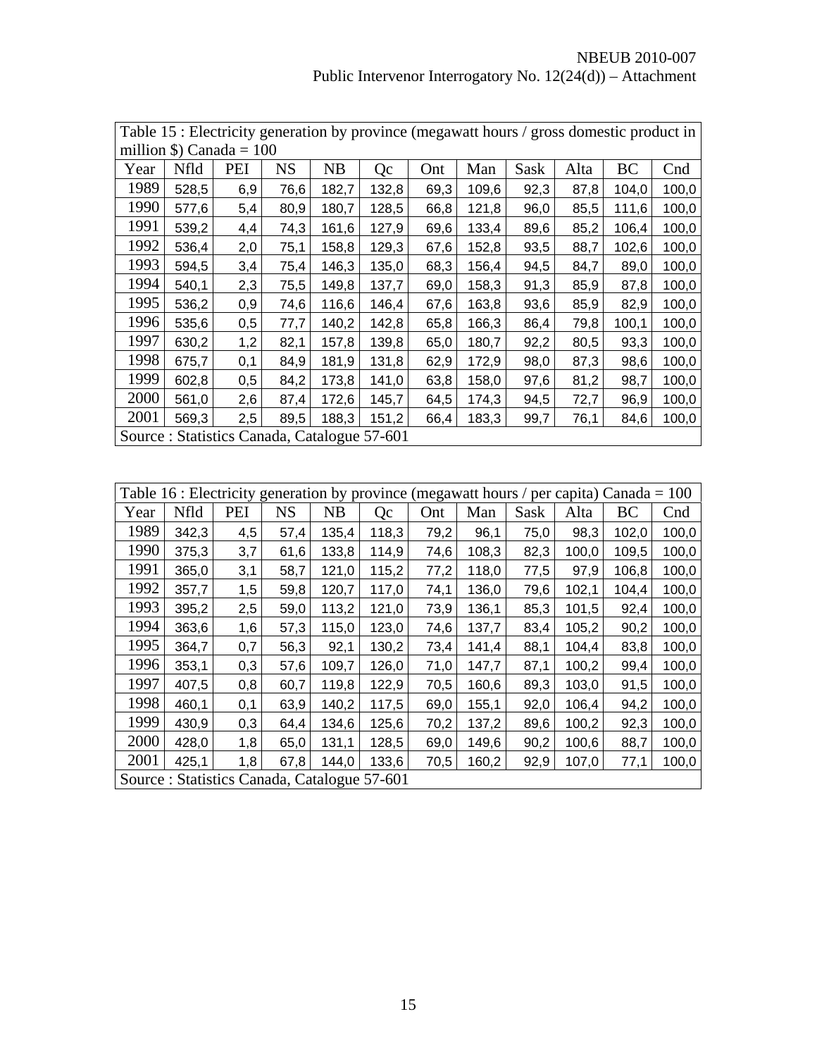| Table 15 : Electricity generation by province (megawatt hours / gross domestic product in million $) Canada = 100 | | | | | | | | | | | |
|---|---|---|---|---|---|---|---|---|---|---|---|
| Year | Nfld | PEI | NS | NB | Qc | Ont | Man | Sask | Alta | BC | Cnd |
| 1989 | 528,5 | 6,9 | 76,6 | 182,7 | 132,8 | 69,3 | 109,6 | 92,3 | 87,8 | 104,0 | 100,0 |
| 1990 | 577,6 | 5,4 | 80,9 | 180,7 | 128,5 | 66,8 | 121,8 | 96,0 | 85,5 | 111,6 | 100,0 |
| 1991 | 539,2 | 4,4 | 74,3 | 161,6 | 127,9 | 69,6 | 133,4 | 89,6 | 85,2 | 106,4 | 100,0 |
| 1992 | 536,4 | 2,0 | 75,1 | 158,8 | 129,3 | 67,6 | 152,8 | 93,5 | 88,7 | 102,6 | 100,0 |
| 1993 | 594,5 | 3,4 | 75,4 | 146,3 | 135,0 | 68,3 | 156,4 | 94,5 | 84,7 | 89,0 | 100,0 |
| 1994 | 540,1 | 2,3 | 75,5 | 149,8 | 137,7 | 69,0 | 158,3 | 91,3 | 85,9 | 87,8 | 100,0 |
| 1995 | 536,2 | 0,9 | 74,6 | 116,6 | 146,4 | 67,6 | 163,8 | 93,6 | 85,9 | 82,9 | 100,0 |
| 1996 | 535,6 | 0,5 | 77,7 | 140,2 | 142,8 | 65,8 | 166,3 | 86,4 | 79,8 | 100,1 | 100,0 |
| 1997 | 630,2 | 1,2 | 82,1 | 157,8 | 139,8 | 65,0 | 180,7 | 92,2 | 80,5 | 93,3 | 100,0 |
| 1998 | 675,7 | 0,1 | 84,9 | 181,9 | 131,8 | 62,9 | 172,9 | 98,0 | 87,3 | 98,6 | 100,0 |
| 1999 | 602,8 | 0,5 | 84,2 | 173,8 | 141,0 | 63,8 | 158,0 | 97,6 | 81,2 | 98,7 | 100,0 |
| 2000 | 561,0 | 2,6 | 87,4 | 172,6 | 145,7 | 64,5 | 174,3 | 94,5 | 72,7 | 96,9 | 100,0 |
| 2001 | 569,3 | 2,5 | 89,5 | 188,3 | 151,2 | 66,4 | 183,3 | 99,7 | 76,1 | 84,6 | 100,0 |
| Source : Statistics Canada, Catalogue 57-601 | | | | | | | | | | | |

| Table 16 : Electricity generation by province (megawatt hours / per capita) Canada = 100 | | | | | | | | | | | |
|---|---|---|---|---|---|---|---|---|---|---|---|
| Year | Nfld | PEI | NS | NB | Qc | Ont | Man | Sask | Alta | BC | Cnd |
| 1989 | 342,3 | 4,5 | 57,4 | 135,4 | 118,3 | 79,2 | 96,1 | 75,0 | 98,3 | 102,0 | 100,0 |
| 1990 | 375,3 | 3,7 | 61,6 | 133,8 | 114,9 | 74,6 | 108,3 | 82,3 | 100,0 | 109,5 | 100,0 |
| 1991 | 365,0 | 3,1 | 58,7 | 121,0 | 115,2 | 77,2 | 118,0 | 77,5 | 97,9 | 106,8 | 100,0 |
| 1992 | 357,7 | 1,5 | 59,8 | 120,7 | 117,0 | 74,1 | 136,0 | 79,6 | 102,1 | 104,4 | 100,0 |
| 1993 | 395,2 | 2,5 | 59,0 | 113,2 | 121,0 | 73,9 | 136,1 | 85,3 | 101,5 | 92,4 | 100,0 |
| 1994 | 363,6 | 1,6 | 57,3 | 115,0 | 123,0 | 74,6 | 137,7 | 83,4 | 105,2 | 90,2 | 100,0 |
| 1995 | 364,7 | 0,7 | 56,3 | 92,1 | 130,2 | 73,4 | 141,4 | 88,1 | 104,4 | 83,8 | 100,0 |
| 1996 | 353,1 | 0,3 | 57,6 | 109,7 | 126,0 | 71,0 | 147,7 | 87,1 | 100,2 | 99,4 | 100,0 |
| 1997 | 407,5 | 0,8 | 60,7 | 119,8 | 122,9 | 70,5 | 160,6 | 89,3 | 103,0 | 91,5 | 100,0 |
| 1998 | 460,1 | 0,1 | 63,9 | 140,2 | 117,5 | 69,0 | 155,1 | 92,0 | 106,4 | 94,2 | 100,0 |
| 1999 | 430,9 | 0,3 | 64,4 | 134,6 | 125,6 | 70,2 | 137,2 | 89,6 | 100,2 | 92,3 | 100,0 |
| 2000 | 428,0 | 1,8 | 65,0 | 131,1 | 128,5 | 69,0 | 149,6 | 90,2 | 100,6 | 88,7 | 100,0 |
| 2001 | 425,1 | 1,8 | 67,8 | 144,0 | 133,6 | 70,5 | 160,2 | 92,9 | 107,0 | 77,1 | 100,0 |
| Source : Statistics Canada, Catalogue 57-601 | | | | | | | | | | | |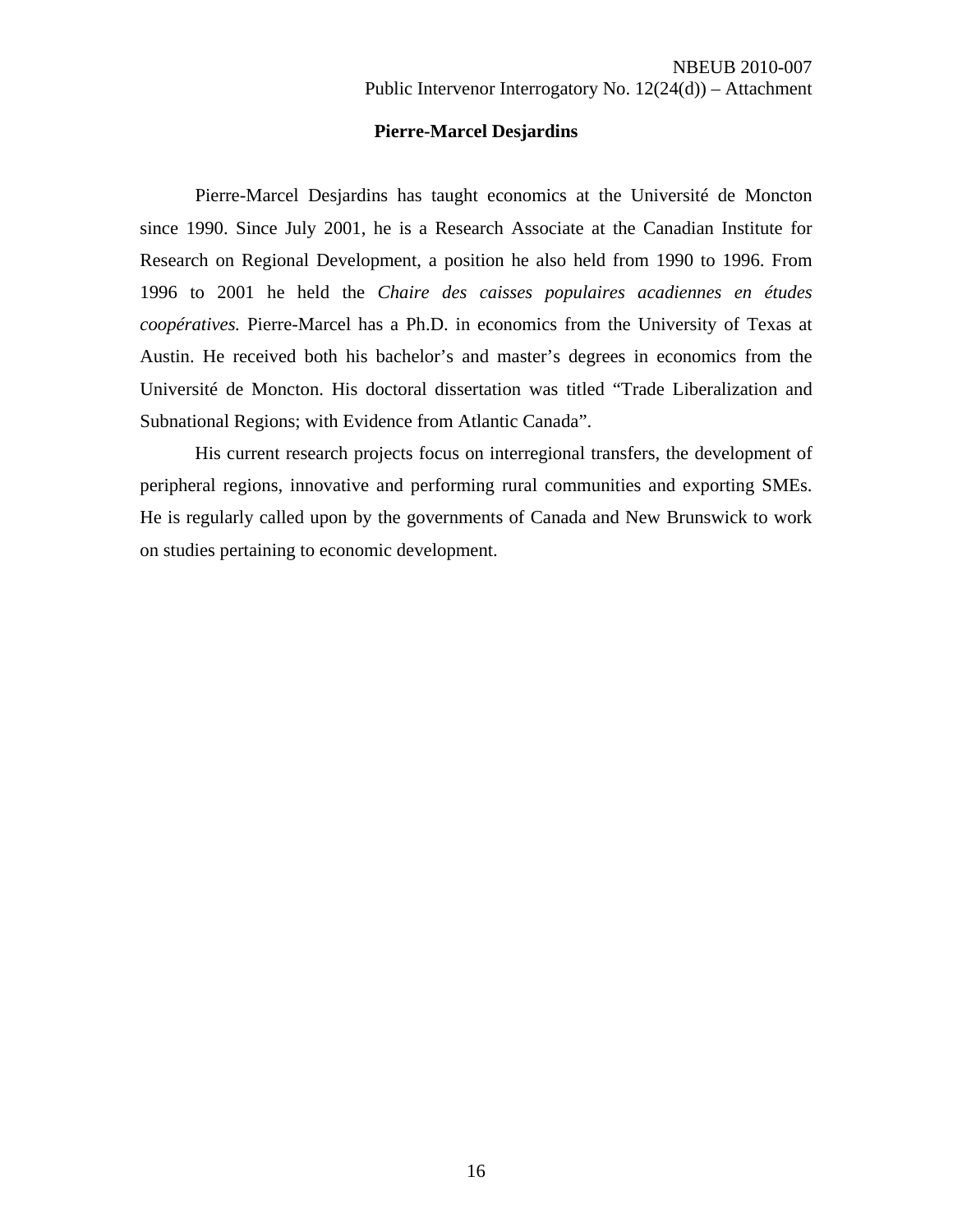**Pierre-Marcel Desjardins**

Pierre-Marcel Desjardins has taught economics at the Université de Moncton since 1990. Since July 2001, he is a Research Associate at the Canadian Institute for Research on Regional Development, a position he also held from 1990 to 1996. From 1996 to 2001 he held the *Chaire des caisses populaires acadiennes en études coopératives.* Pierre-Marcel has a Ph.D. in economics from the University of Texas at Austin. He received both his bachelor's and master's degrees in economics from the Université de Moncton. His doctoral dissertation was titled "Trade Liberalization and Subnational Regions; with Evidence from Atlantic Canada".

His current research projects focus on interregional transfers, the development of peripheral regions, innovative and performing rural communities and exporting SMEs. He is regularly called upon by the governments of Canada and New Brunswick to work on studies pertaining to economic development.